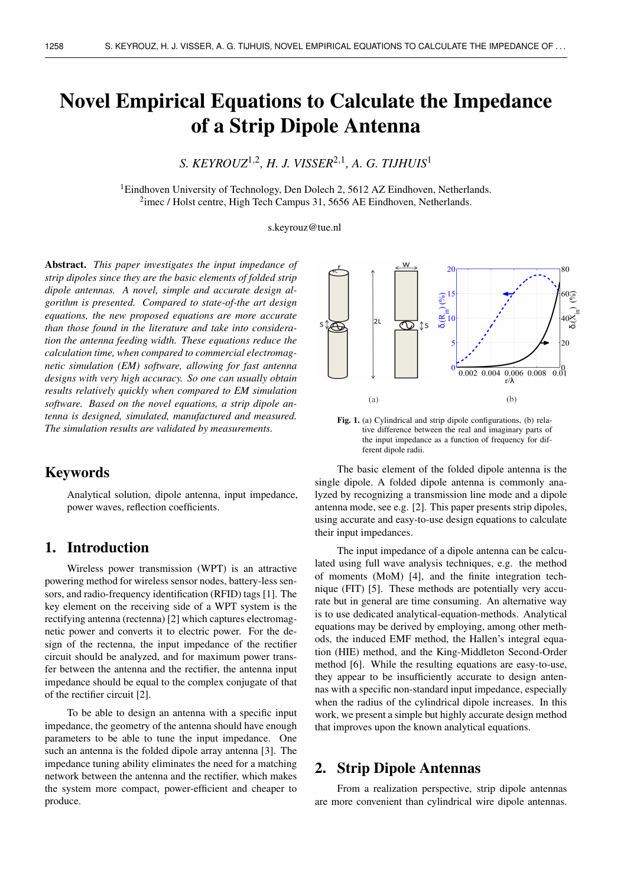# Novel Empirical Equations to Calculate the Impedance of a Strip Dipole Antenna

*S. KEYROUZ*[1,2], *H. J. VISSER*[2,1], *A. G. TIJHUIS*[1]

[1]Eindhoven University of Technology, Den Dolech 2, 5612 AZ Eindhoven, Netherlands.
[2]imec / Holst centre, High Tech Campus 31, 5656 AE Eindhoven, Netherlands.

s.keyrouz@tue.nl

**Abstract.** *This paper investigates the input impedance of strip dipoles since they are the basic elements of folded strip dipole antennas. A novel, simple and accurate design algorithm is presented. Compared to state-of-the art design equations, the new proposed equations are more accurate than those found in the literature and take into consideration the antenna feeding width. These equations reduce the calculation time, when compared to commercial electromagnetic simulation (EM) software, allowing for fast antenna designs with very high accuracy. So one can usually obtain results relatively quickly when compared to EM simulation software. Based on the novel equations, a strip dipole antenna is designed, simulated, manufactured and measured. The simulation results are validated by measurements.*

## Keywords

Analytical solution, dipole antenna, input impedance, power waves, reflection coefficients.

## 1. Introduction

Wireless power transmission (WPT) is an attractive powering method for wireless sensor nodes, battery-less sensors, and radio-frequency identification (RFID) tags [1]. The key element on the receiving side of a WPT system is the rectifying antenna (rectenna) [2] which captures electromagnetic power and converts it to electric power. For the design of the rectenna, the input impedance of the rectifier circuit should be analyzed, and for maximum power transfer between the antenna and the rectifier, the antenna input impedance should be equal to the complex conjugate of that of the rectifier circuit [2].

To be able to design an antenna with a specific input impedance, the geometry of the antenna should have enough parameters to be able to tune the input impedance. One such an antenna is the folded dipole array antenna [3]. The impedance tuning ability eliminates the need for a matching network between the antenna and the rectifier, which makes the system more compact, power-efficient and cheaper to produce.

**Fig. 1.** (a) Cylindrical and strip dipole configurations, (b) relative difference between the real and imaginary parts of the input impedance as a function of frequency for different dipole radii.

The basic element of the folded dipole antenna is the single dipole. A folded dipole antenna is commonly analyzed by recognizing a transmission line mode and a dipole antenna mode, see e.g. [2]. This paper presents strip dipoles, using accurate and easy-to-use design equations to calculate their input impedances.

The input impedance of a dipole antenna can be calculated using full wave analysis techniques, e.g. the method of moments (MoM) [4], and the finite integration technique (FIT) [5]. These methods are potentially very accurate but in general are time consuming. An alternative way is to use dedicated analytical-equation-methods. Analytical equations may be derived by employing, among other methods, the induced EMF method, the Hallen's integral equation (HIE) method, and the King-Middleton Second-Order method [6]. While the resulting equations are easy-to-use, they appear to be insufficiently accurate to design antennas with a specific non-standard input impedance, especially when the radius of the cylindrical dipole increases. In this work, we present a simple but highly accurate design method that improves upon the known analytical equations.

## 2. Strip Dipole Antennas

From a realization perspective, strip dipole antennas are more convenient than cylindrical wire dipole antennas.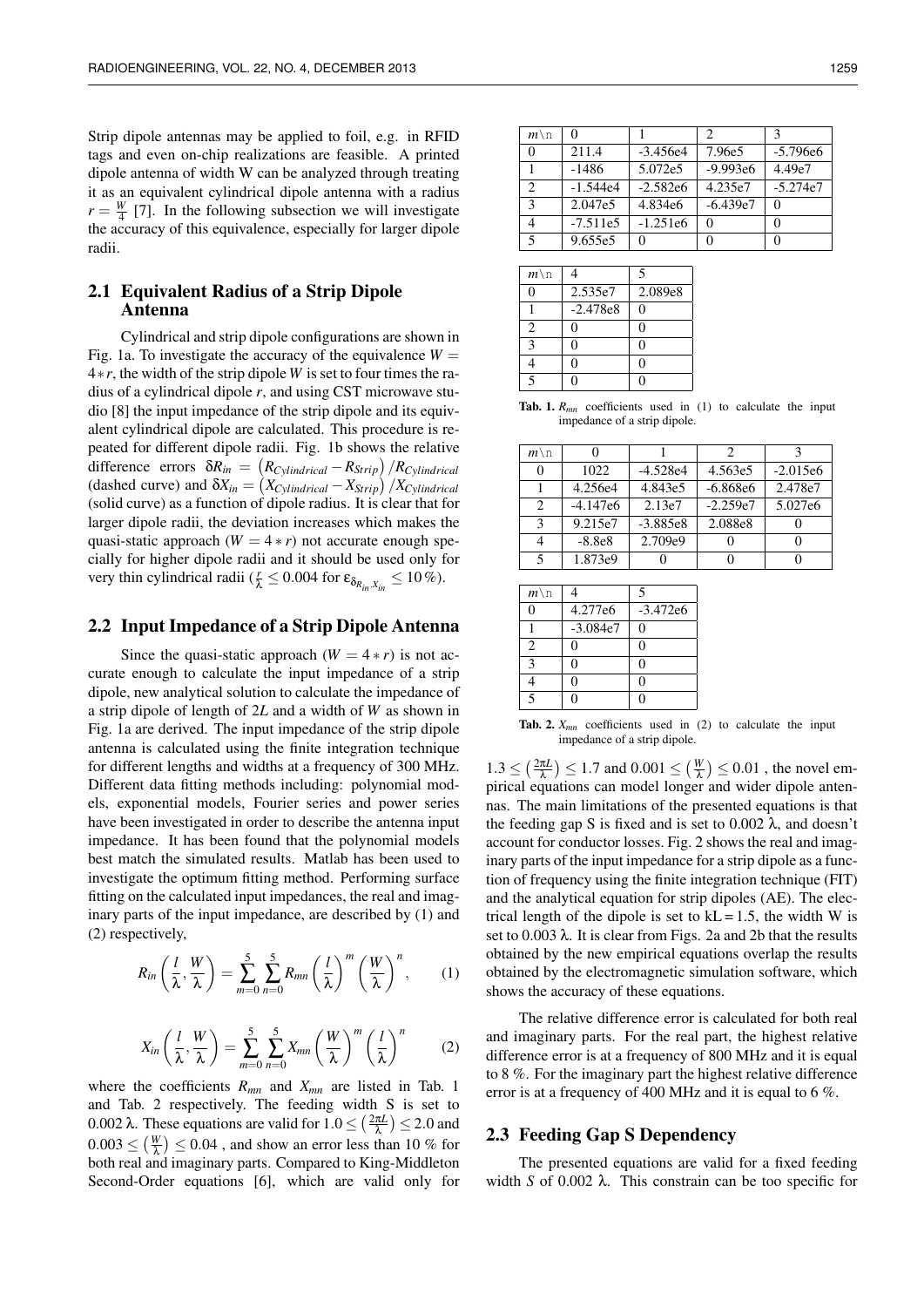Strip dipole antennas may be applied to foil, e.g. in RFID tags and even on-chip realizations are feasible. A printed dipole antenna of width W can be analyzed through treating it as an equivalent cylindrical dipole antenna with a radius $r = \frac{W}{4}$ [7]. In the following subsection we will investigate the accuracy of this equivalence, especially for larger dipole radii.

## 2.1 Equivalent Radius of a Strip Dipole Antenna

Cylindrical and strip dipole configurations are shown in Fig. 1a. To investigate the accuracy of the equivalence $W = 4*r$, the width of the strip dipole $W$ is set to four times the radius of a cylindrical dipole $r$, and using CST microwave studio [8] the input impedance of the strip dipole and its equivalent cylindrical dipole are calculated. This procedure is repeated for different dipole radii. Fig. 1b shows the relative difference errors $\delta R_{in} = \left(R_{Cylindrical} - R_{Strip}\right)/R_{Cylindrical}$ (dashed curve) and $\delta X_{in} = \left(X_{Cylindrical} - X_{Strip}\right)/X_{Cylindrical}$ (solid curve) as a function of dipole radius. It is clear that for larger dipole radii, the deviation increases which makes the quasi-static approach ($W = 4*r$) not accurate enough specially for higher dipole radii and it should be used only for very thin cylindrical radii ($\frac{r}{\lambda} \leq 0.004$ for $\varepsilon_{\delta_{R_{in},X_{in}}} \leq 10\,\%$).

## 2.2 Input Impedance of a Strip Dipole Antenna

Since the quasi-static approach ($W = 4*r$) is not accurate enough to calculate the input impedance of a strip dipole, new analytical solution to calculate the impedance of a strip dipole of length of $2L$ and a width of $W$ as shown in Fig. 1a are derived. The input impedance of the strip dipole antenna is calculated using the finite integration technique for different lengths and widths at a frequency of 300 MHz. Different data fitting methods including: polynomial models, exponential models, Fourier series and power series have been investigated in order to describe the antenna input impedance. It has been found that the polynomial models best match the simulated results. Matlab has been used to investigate the optimum fitting method. Performing surface fitting on the calculated input impedances, the real and imaginary parts of the input impedance, are described by (1) and (2) respectively,

$$R_{in}\left(\frac{l}{\lambda}, \frac{W}{\lambda}\right) = \sum_{m=0}^{5}\sum_{n=0}^{5} R_{mn}\left(\frac{l}{\lambda}\right)^{m}\left(\frac{W}{\lambda}\right)^{n}, \qquad (1)$$

$$X_{in}\left(\frac{l}{\lambda}, \frac{W}{\lambda}\right) = \sum_{m=0}^{5}\sum_{n=0}^{5} X_{mn}\left(\frac{W}{\lambda}\right)^{m}\left(\frac{l}{\lambda}\right)^{n} \qquad (2)$$

where the coefficients $R_{mn}$ and $X_{mn}$ are listed in Tab. 1 and Tab. 2 respectively. The feeding width S is set to $0.002\,\lambda$. These equations are valid for $1.0 \leq \left(\frac{2\pi L}{\lambda}\right) \leq 2.0$ and $0.003 \leq \left(\frac{W}{\lambda}\right) \leq 0.04$ , and show an error less than 10 % for both real and imaginary parts. Compared to King-Middleton Second-Order equations [6], which are valid only for $1.3 \leq \left(\frac{2\pi L}{\lambda}\right) \leq 1.7$ and $0.001 \leq \left(\frac{W}{\lambda}\right) \leq 0.01$ , the novel empirical equations can model longer and wider dipole antennas. The main limitations of the presented equations is that the feeding gap S is fixed and is set to $0.002\,\lambda$, and doesn't account for conductor losses. Fig. 2 shows the real and imaginary parts of the input impedance for a strip dipole as a function of frequency using the finite integration technique (FIT) and the analytical equation for strip dipoles (AE). The electrical length of the dipole is set to kL = 1.5, the width W is set to $0.003\,\lambda$. It is clear from Figs. 2a and 2b that the results obtained by the new empirical equations overlap the results obtained by the electromagnetic simulation software, which shows the accuracy of these equations.

| $m\backslash n$ | 0 | 1 | 2 | 3 | 4 | 5 |
|---|---|---|---|---|---|---|
| 0 | 211.4 | -3.456e4 | 7.96e5 | -5.796e6 | 2.535e7 | 2.089e8 |
| 1 | -1486 | 5.072e5 | -9.993e6 | 4.49e7 | -2.478e8 | 0 |
| 2 | -1.544e4 | -2.582e6 | 4.235e7 | -5.274e7 | 0 | 0 |
| 3 | 2.047e5 | 4.834e6 | -6.439e7 | 0 | 0 | 0 |
| 4 | -7.511e5 | -1.251e6 | 0 | 0 | 0 | 0 |
| 5 | 9.655e5 | 0 | 0 | 0 | 0 | 0 |

**Tab. 1.** $R_{mn}$ coefficients used in (1) to calculate the input impedance of a strip dipole.

| $m\backslash n$ | 0 | 1 | 2 | 3 | 4 | 5 |
|---|---|---|---|---|---|---|
| 0 | 1022 | -4.528e4 | 4.563e5 | -2.015e6 | 4.277e6 | -3.472e6 |
| 1 | 4.256e4 | 4.843e5 | -6.868e6 | 2.478e7 | -3.084e7 | 0 |
| 2 | -4.147e6 | 2.13e7 | -2.259e7 | 5.027e6 | 0 | 0 |
| 3 | 9.215e7 | -3.885e8 | 2.088e8 | 0 | 0 | 0 |
| 4 | -8.8e8 | 2.709e9 | 0 | 0 | 0 | 0 |
| 5 | 1.873e9 | 0 | 0 | 0 | 0 | 0 |

**Tab. 2.** $X_{mn}$ coefficients used in (2) to calculate the input impedance of a strip dipole.

The relative difference error is calculated for both real and imaginary parts. For the real part, the highest relative difference error is at a frequency of 800 MHz and it is equal to 8 %. For the imaginary part the highest relative difference error is at a frequency of 400 MHz and it is equal to 6 %.

## 2.3 Feeding Gap S Dependency

The presented equations are valid for a fixed feeding width $S$ of $0.002\,\lambda$. This constrain can be too specific for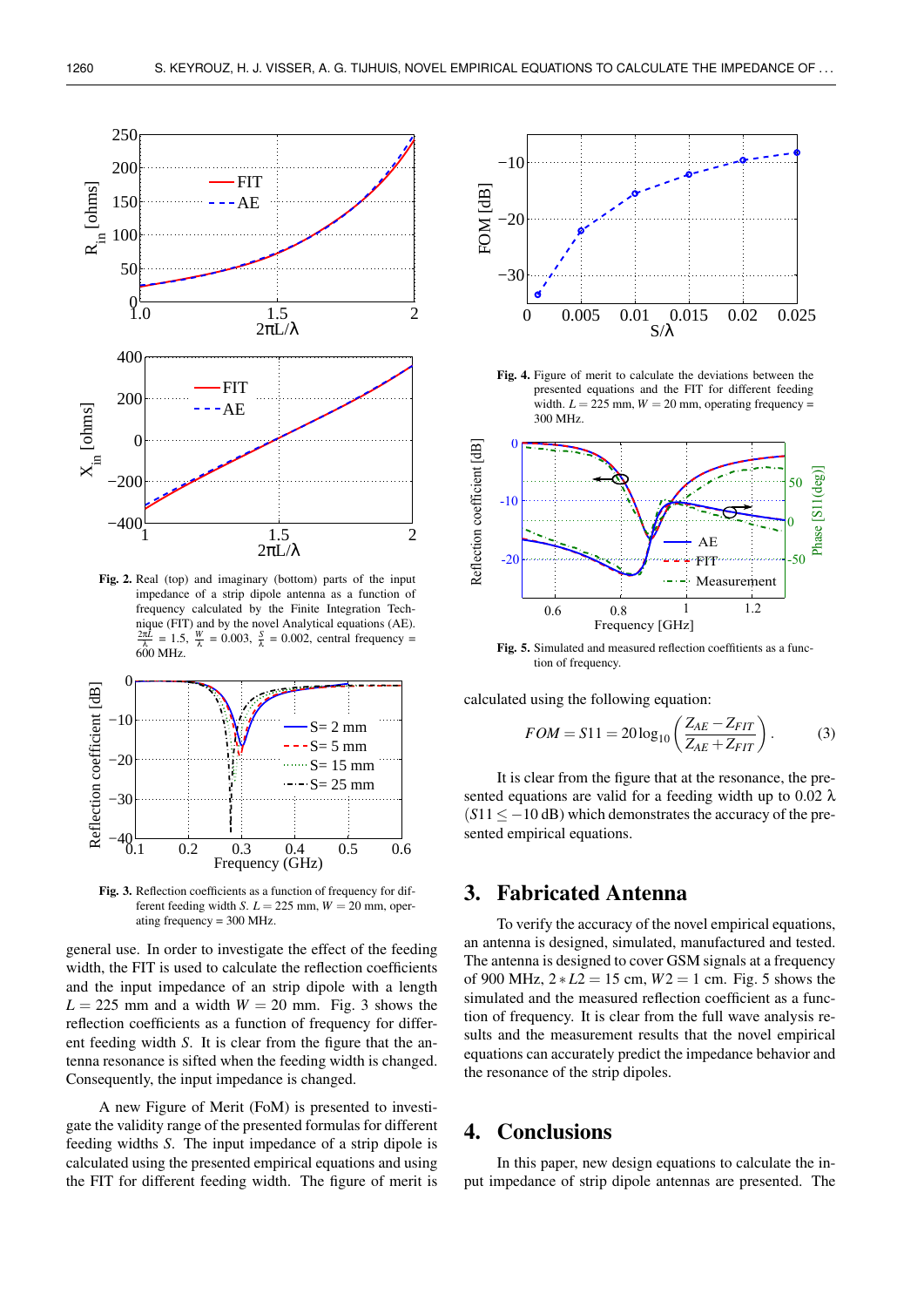**Fig. 2.** Real (top) and imaginary (bottom) parts of the input impedance of a strip dipole antenna as a function of frequency calculated by the Finite Integration Technique (FIT) and by the novel Analytical equations (AE). $\frac{2\pi L}{\lambda}$ = 1.5, $\frac{W}{\lambda}$ = 0.003, $\frac{S}{\lambda}$ = 0.002, central frequency = 600 MHz.

**Fig. 3.** Reflection coefficients as a function of frequency for different feeding width $S$. $L = 225$ mm, $W = 20$ mm, operating frequency = 300 MHz.

general use. In order to investigate the effect of the feeding width, the FIT is used to calculate the reflection coefficients and the input impedance of an strip dipole with a length $L = 225$ mm and a width $W = 20$ mm. Fig. 3 shows the reflection coefficients as a function of frequency for different feeding width $S$. It is clear from the figure that the antenna resonance is sifted when the feeding width is changed. Consequently, the input impedance is changed.

A new Figure of Merit (FoM) is presented to investigate the validity range of the presented formulas for different feeding widths $S$. The input impedance of a strip dipole is calculated using the presented empirical equations and using the FIT for different feeding width. The figure of merit is

**Fig. 4.** Figure of merit to calculate the deviations between the presented equations and the FIT for different feeding width. $L = 225$ mm, $W = 20$ mm, operating frequency = 300 MHz.

**Fig. 5.** Simulated and measured reflection coefficients as a function of frequency.

calculated using the following equation:

$$FOM = S11 = 20\log_{10}\left(\frac{Z_{AE} - Z_{FIT}}{Z_{AE} + Z_{FIT}}\right). \quad (3)$$

It is clear from the figure that at the resonance, the presented equations are valid for a feeding width up to 0.02 $\lambda$ ($S11 \leq -10$ dB) which demonstrates the accuracy of the presented empirical equations.

## 3. Fabricated Antenna

To verify the accuracy of the novel empirical equations, an antenna is designed, simulated, manufactured and tested. The antenna is designed to cover GSM signals at a frequency of 900 MHz, $2 * L2 = 15$ cm, $W2 = 1$ cm. Fig. 5 shows the simulated and the measured reflection coefficient as a function of frequency. It is clear from the full wave analysis results and the measurement results that the novel empirical equations can accurately predict the impedance behavior and the resonance of the strip dipoles.

## 4. Conclusions

In this paper, new design equations to calculate the input impedance of strip dipole antennas are presented. The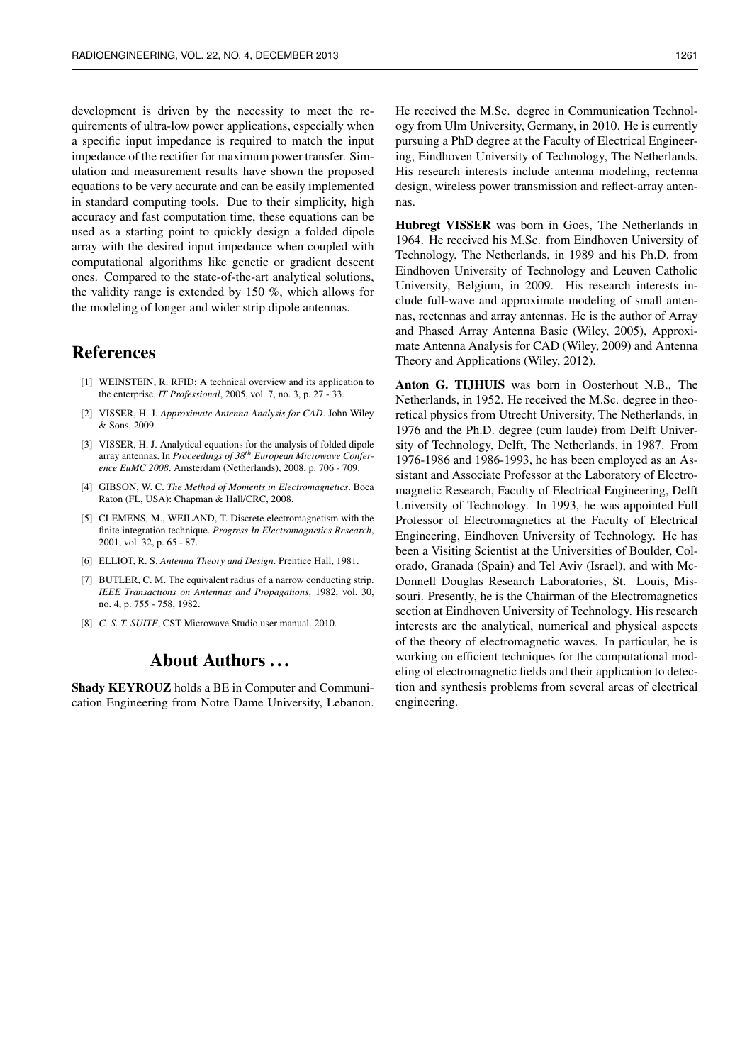development is driven by the necessity to meet the requirements of ultra-low power applications, especially when a specific input impedance is required to match the input impedance of the rectifier for maximum power transfer. Simulation and measurement results have shown the proposed equations to be very accurate and can be easily implemented in standard computing tools. Due to their simplicity, high accuracy and fast computation time, these equations can be used as a starting point to quickly design a folded dipole array with the desired input impedance when coupled with computational algorithms like genetic or gradient descent ones. Compared to the state-of-the-art analytical solutions, the validity range is extended by 150 %, which allows for the modeling of longer and wider strip dipole antennas.

## References

[1] WEINSTEIN, R. RFID: A technical overview and its application to the enterprise. *IT Professional*, 2005, vol. 7, no. 3, p. 27 - 33.

[2] VISSER, H. J. *Approximate Antenna Analysis for CAD*. John Wiley & Sons, 2009.

[3] VISSER, H. J. Analytical equations for the analysis of folded dipole array antennas. In *Proceedings of 38th European Microwave Conference EuMC 2008*. Amsterdam (Netherlands), 2008, p. 706 - 709.

[4] GIBSON, W. C. *The Method of Moments in Electromagnetics*. Boca Raton (FL, USA): Chapman & Hall/CRC, 2008.

[5] CLEMENS, M., WEILAND, T. Discrete electromagnetism with the finite integration technique. *Progress In Electromagnetics Research*, 2001, vol. 32, p. 65 - 87.

[6] ELLIOT, R. S. *Antenna Theory and Design*. Prentice Hall, 1981.

[7] BUTLER, C. M. The equivalent radius of a narrow conducting strip. *IEEE Transactions on Antennas and Propagations*, 1982, vol. 30, no. 4, p. 755 - 758, 1982.

[8] *C. S. T. SUITE*, CST Microwave Studio user manual. 2010.

## About Authors ...

**Shady KEYROUZ** holds a BE in Computer and Communication Engineering from Notre Dame University, Lebanon. He received the M.Sc. degree in Communication Technology from Ulm University, Germany, in 2010. He is currently pursuing a PhD degree at the Faculty of Electrical Engineering, Eindhoven University of Technology, The Netherlands. His research interests include antenna modeling, rectenna design, wireless power transmission and reflect-array antennas.

**Hubregt VISSER** was born in Goes, The Netherlands in 1964. He received his M.Sc. from Eindhoven University of Technology, The Netherlands, in 1989 and his Ph.D. from Eindhoven University of Technology and Leuven Catholic University, Belgium, in 2009. His research interests include full-wave and approximate modeling of small antennas, rectennas and array antennas. He is the author of Array and Phased Array Antenna Basic (Wiley, 2005), Approximate Antenna Analysis for CAD (Wiley, 2009) and Antenna Theory and Applications (Wiley, 2012).

**Anton G. TIJHUIS** was born in Oosterhout N.B., The Netherlands, in 1952. He received the M.Sc. degree in theoretical physics from Utrecht University, The Netherlands, in 1976 and the Ph.D. degree (cum laude) from Delft University of Technology, Delft, The Netherlands, in 1987. From 1976-1986 and 1986-1993, he has been employed as an Assistant and Associate Professor at the Laboratory of Electromagnetic Research, Faculty of Electrical Engineering, Delft University of Technology. In 1993, he was appointed Full Professor of Electromagnetics at the Faculty of Electrical Engineering, Eindhoven University of Technology. He has been a Visiting Scientist at the Universities of Boulder, Colorado, Granada (Spain) and Tel Aviv (Israel), and with McDonnell Douglas Research Laboratories, St. Louis, Missouri. Presently, he is the Chairman of the Electromagnetics section at Eindhoven University of Technology. His research interests are the analytical, numerical and physical aspects of the theory of electromagnetic waves. In particular, he is working on efficient techniques for the computational modeling of electromagnetic fields and their application to detection and synthesis problems from several areas of electrical engineering.